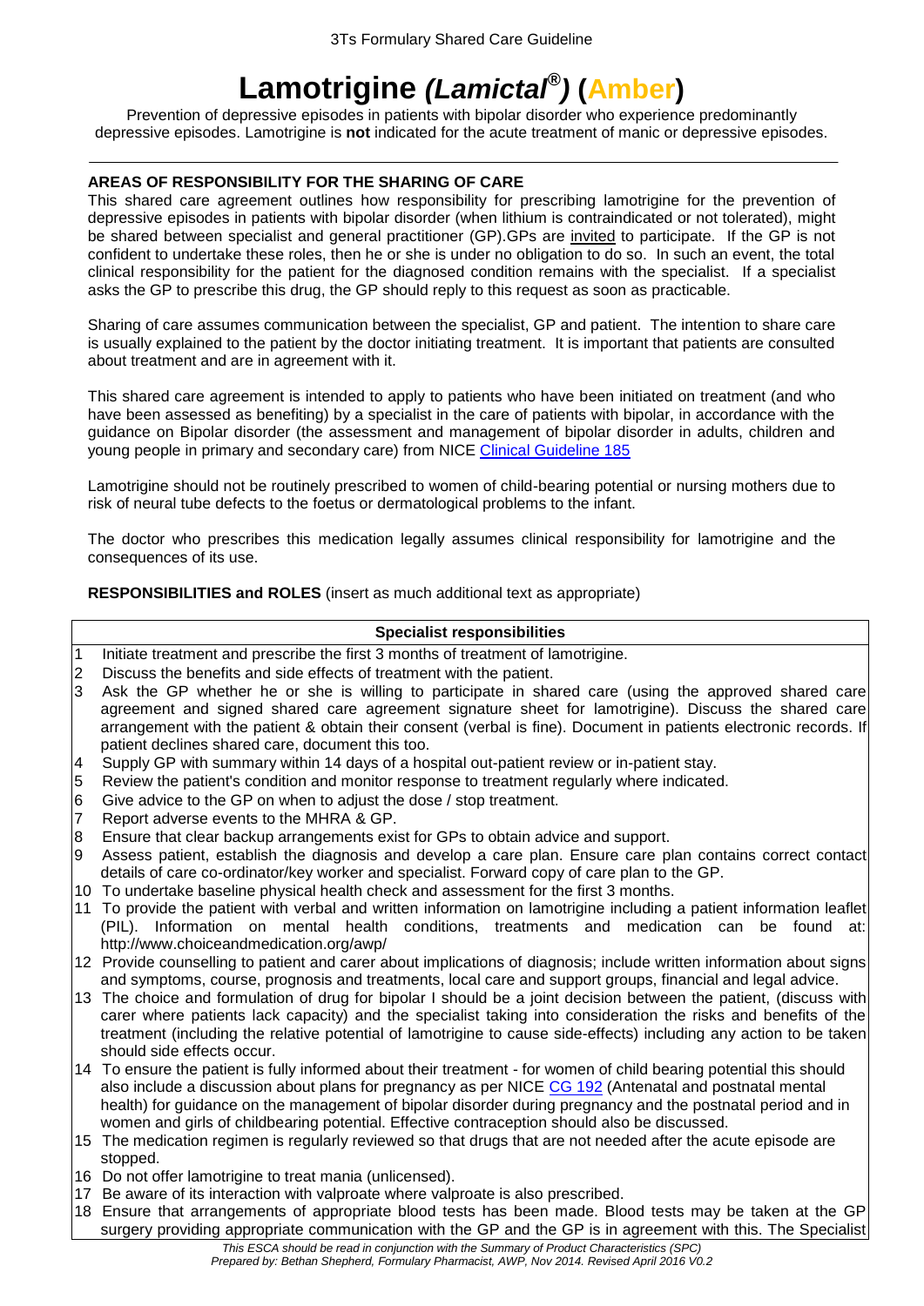# Lamotrigine *(Lamictal®)* (Amber)

Prevention of depressive episodes in patients with bipolar disorder who experience predominantly depressive episodes. Lamotrigine is **not** indicated for the acute treatment of manic or depressive episodes.

---

**AREAS OF RESPONSIBILITY FOR THE SHARING OF CARE**

This shared care agreement outlines how responsibility for prescribing lamotrigine for the prevention of depressive episodes in patients with bipolar disorder (when lithium is contraindicated or not tolerated), might be shared between specialist and general practitioner (GP).GPs are invited to participate. If the GP is not confident to undertake these roles, then he or she is under no obligation to do so. In such an event, the total clinical responsibility for the patient for the diagnosed condition remains with the specialist. If a specialist asks the GP to prescribe this drug, the GP should reply to this request as soon as practicable.

Sharing of care assumes communication between the specialist, GP and patient. The intention to share care is usually explained to the patient by the doctor initiating treatment. It is important that patients are consulted about treatment and are in agreement with it.

This shared care agreement is intended to apply to patients who have been initiated on treatment (and who have been assessed as benefiting) by a specialist in the care of patients with bipolar, in accordance with the guidance on Bipolar disorder (the assessment and management of bipolar disorder in adults, children and young people in primary and secondary care) from NICE Clinical Guideline 185

Lamotrigine should not be routinely prescribed to women of child-bearing potential or nursing mothers due to risk of neural tube defects to the foetus or dermatological problems to the infant.

The doctor who prescribes this medication legally assumes clinical responsibility for lamotrigine and the consequences of its use.

**RESPONSIBILITIES and ROLES** (insert as much additional text as appropriate)

| | **Specialist responsibilities** |
|---|---|
| 1 | Initiate treatment and prescribe the first 3 months of treatment of lamotrigine. |
| 2 | Discuss the benefits and side effects of treatment with the patient. |
| 3 | Ask the GP whether he or she is willing to participate in shared care (using the approved shared care agreement and signed shared care agreement signature sheet for lamotrigine). Discuss the shared care arrangement with the patient & obtain their consent (verbal is fine). Document in patients electronic records. If patient declines shared care, document this too. |
| 4 | Supply GP with summary within 14 days of a hospital out-patient review or in-patient stay. |
| 5 | Review the patient's condition and monitor response to treatment regularly where indicated. |
| 6 | Give advice to the GP on when to adjust the dose / stop treatment. |
| 7 | Report adverse events to the MHRA & GP. |
| 8 | Ensure that clear backup arrangements exist for GPs to obtain advice and support. |
| 9 | Assess patient, establish the diagnosis and develop a care plan. Ensure care plan contains correct contact details of care co-ordinator/key worker and specialist. Forward copy of care plan to the GP. |
| 10 | To undertake baseline physical health check and assessment for the first 3 months. |
| 11 | To provide the patient with verbal and written information on lamotrigine including a patient information leaflet (PIL). Information on mental health conditions, treatments and medication can be found at: http://www.choiceandmedication.org/awp/ |
| 12 | Provide counselling to patient and carer about implications of diagnosis; include written information about signs and symptoms, course, prognosis and treatments, local care and support groups, financial and legal advice. |
| 13 | The choice and formulation of drug for bipolar I should be a joint decision between the patient, (discuss with carer where patients lack capacity) and the specialist taking into consideration the risks and benefits of the treatment (including the relative potential of lamotrigine to cause side-effects) including any action to be taken should side effects occur. |
| 14 | To ensure the patient is fully informed about their treatment - for women of child bearing potential this should also include a discussion about plans for pregnancy as per NICE CG 192 (Antenatal and postnatal mental health) for guidance on the management of bipolar disorder during pregnancy and the postnatal period and in women and girls of childbearing potential. Effective contraception should also be discussed. |
| 15 | The medication regimen is regularly reviewed so that drugs that are not needed after the acute episode are stopped. |
| 16 | Do not offer lamotrigine to treat mania (unlicensed). |
| 17 | Be aware of its interaction with valproate where valproate is also prescribed. |
| 18 | Ensure that arrangements of appropriate blood tests has been made. Blood tests may be taken at the GP surgery providing appropriate communication with the GP and the GP is in agreement with this. The Specialist |

*This ESCA should be read in conjunction with the Summary of Product Characteristics (SPC)*
*Prepared by: Bethan Shepherd, Formulary Pharmacist, AWP, Nov 2014. Revised April 2016 V0.2*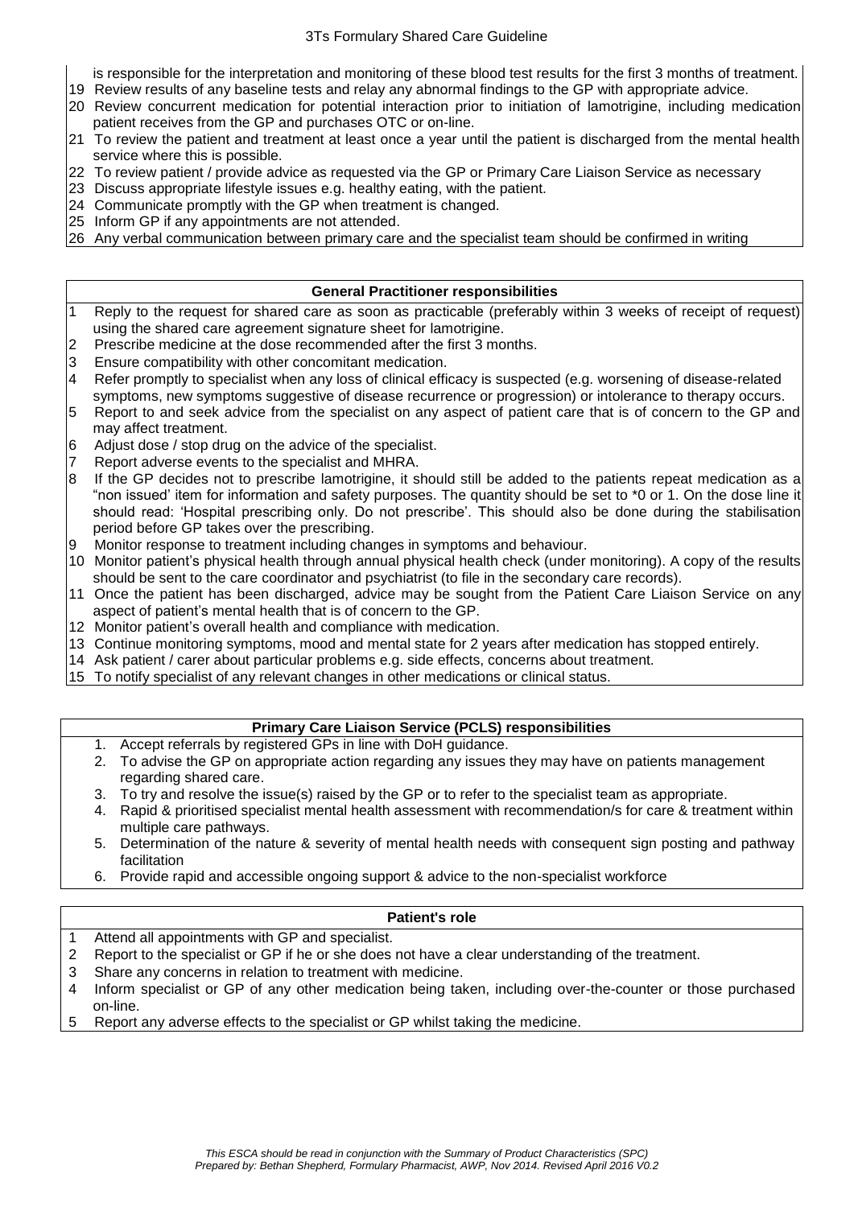is responsible for the interpretation and monitoring of these blood test results for the first 3 months of treatment.

19 Review results of any baseline tests and relay any abnormal findings to the GP with appropriate advice.
20 Review concurrent medication for potential interaction prior to initiation of lamotrigine, including medication patient receives from the GP and purchases OTC or on-line.
21 To review the patient and treatment at least once a year until the patient is discharged from the mental health service where this is possible.
22 To review patient / provide advice as requested via the GP or Primary Care Liaison Service as necessary
23 Discuss appropriate lifestyle issues e.g. healthy eating, with the patient.
24 Communicate promptly with the GP when treatment is changed.
25 Inform GP if any appointments are not attended.
26 Any verbal communication between primary care and the specialist team should be confirmed in writing

## General Practitioner responsibilities

1. Reply to the request for shared care as soon as practicable (preferably within 3 weeks of receipt of request) using the shared care agreement signature sheet for lamotrigine.
2. Prescribe medicine at the dose recommended after the first 3 months.
3. Ensure compatibility with other concomitant medication.
4. Refer promptly to specialist when any loss of clinical efficacy is suspected (e.g. worsening of disease-related symptoms, new symptoms suggestive of disease recurrence or progression) or intolerance to therapy occurs.
5. Report to and seek advice from the specialist on any aspect of patient care that is of concern to the GP and may affect treatment.
6. Adjust dose / stop drug on the advice of the specialist.
7. Report adverse events to the specialist and MHRA.
8. If the GP decides not to prescribe lamotrigine, it should still be added to the patients repeat medication as a "non issued' item for information and safety purposes. The quantity should be set to *0 or 1. On the dose line it should read: 'Hospital prescribing only. Do not prescribe'. This should also be done during the stabilisation period before GP takes over the prescribing.
9. Monitor response to treatment including changes in symptoms and behaviour.
10. Monitor patient's physical health through annual physical health check (under monitoring). A copy of the results should be sent to the care coordinator and psychiatrist (to file in the secondary care records).
11. Once the patient has been discharged, advice may be sought from the Patient Care Liaison Service on any aspect of patient's mental health that is of concern to the GP.
12. Monitor patient's overall health and compliance with medication.
13. Continue monitoring symptoms, mood and mental state for 2 years after medication has stopped entirely.
14. Ask patient / carer about particular problems e.g. side effects, concerns about treatment.
15. To notify specialist of any relevant changes in other medications or clinical status.

## Primary Care Liaison Service (PCLS) responsibilities

1. Accept referrals by registered GPs in line with DoH guidance.
2. To advise the GP on appropriate action regarding any issues they may have on patients management regarding shared care.
3. To try and resolve the issue(s) raised by the GP or to refer to the specialist team as appropriate.
4. Rapid & prioritised specialist mental health assessment with recommendation/s for care & treatment within multiple care pathways.
5. Determination of the nature & severity of mental health needs with consequent sign posting and pathway facilitation
6. Provide rapid and accessible ongoing support & advice to the non-specialist workforce

## Patient's role

1. Attend all appointments with GP and specialist.
2. Report to the specialist or GP if he or she does not have a clear understanding of the treatment.
3. Share any concerns in relation to treatment with medicine.
4. Inform specialist or GP of any other medication being taken, including over-the-counter or those purchased on-line.
5. Report any adverse effects to the specialist or GP whilst taking the medicine.

*This ESCA should be read in conjunction with the Summary of Product Characteristics (SPC)*
*Prepared by: Bethan Shepherd, Formulary Pharmacist, AWP, Nov 2014. Revised April 2016 V0.2*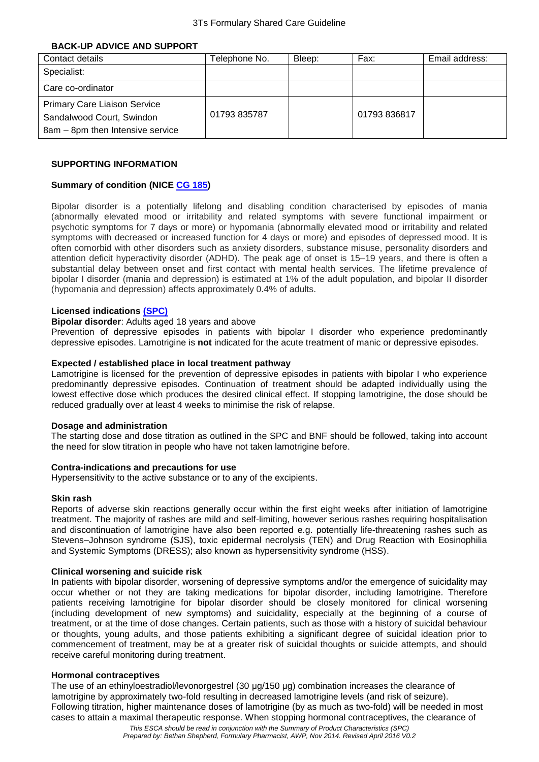## BACK-UP ADVICE AND SUPPORT

| Contact details | Telephone No. | Bleep: | Fax: | Email address: |
|---|---|---|---|---|
| Specialist: | | | | |
| Care co-ordinator | | | | |
| Primary Care Liaison Service<br>Sandalwood Court, Swindon<br>8am – 8pm then Intensive service | 01793 835787 | | 01793 836817 | |

## SUPPORTING INFORMATION

### Summary of condition (NICE CG 185)

Bipolar disorder is a potentially lifelong and disabling condition characterised by episodes of mania (abnormally elevated mood or irritability and related symptoms with severe functional impairment or psychotic symptoms for 7 days or more) or hypomania (abnormally elevated mood or irritability and related symptoms with decreased or increased function for 4 days or more) and episodes of depressed mood. It is often comorbid with other disorders such as anxiety disorders, substance misuse, personality disorders and attention deficit hyperactivity disorder (ADHD). The peak age of onset is 15–19 years, and there is often a substantial delay between onset and first contact with mental health services. The lifetime prevalence of bipolar I disorder (mania and depression) is estimated at 1% of the adult population, and bipolar II disorder (hypomania and depression) affects approximately 0.4% of adults.

### Licensed indications (SPC)

**Bipolar disorder**: Adults aged 18 years and above

Prevention of depressive episodes in patients with bipolar I disorder who experience predominantly depressive episodes. Lamotrigine is **not** indicated for the acute treatment of manic or depressive episodes.

### Expected / established place in local treatment pathway

Lamotrigine is licensed for the prevention of depressive episodes in patients with bipolar I who experience predominantly depressive episodes. Continuation of treatment should be adapted individually using the lowest effective dose which produces the desired clinical effect. If stopping lamotrigine, the dose should be reduced gradually over at least 4 weeks to minimise the risk of relapse.

### Dosage and administration

The starting dose and dose titration as outlined in the SPC and BNF should be followed, taking into account the need for slow titration in people who have not taken lamotrigine before.

### Contra-indications and precautions for use

Hypersensitivity to the active substance or to any of the excipients.

### Skin rash

Reports of adverse skin reactions generally occur within the first eight weeks after initiation of lamotrigine treatment. The majority of rashes are mild and self-limiting, however serious rashes requiring hospitalisation and discontinuation of lamotrigine have also been reported e.g. potentially life-threatening rashes such as Stevens–Johnson syndrome (SJS), toxic epidermal necrolysis (TEN) and Drug Reaction with Eosinophilia and Systemic Symptoms (DRESS); also known as hypersensitivity syndrome (HSS).

### Clinical worsening and suicide risk

In patients with bipolar disorder, worsening of depressive symptoms and/or the emergence of suicidality may occur whether or not they are taking medications for bipolar disorder, including lamotrigine. Therefore patients receiving lamotrigine for bipolar disorder should be closely monitored for clinical worsening (including development of new symptoms) and suicidality, especially at the beginning of a course of treatment, or at the time of dose changes. Certain patients, such as those with a history of suicidal behaviour or thoughts, young adults, and those patients exhibiting a significant degree of suicidal ideation prior to commencement of treatment, may be at a greater risk of suicidal thoughts or suicide attempts, and should receive careful monitoring during treatment.

### Hormonal contraceptives

The use of an ethinyloestradiol/levonorgestrel (30 µg/150 µg) combination increases the clearance of lamotrigine by approximately two-fold resulting in decreased lamotrigine levels (and risk of seizure). Following titration, higher maintenance doses of lamotrigine (by as much as two-fold) will be needed in most cases to attain a maximal therapeutic response. When stopping hormonal contraceptives, the clearance of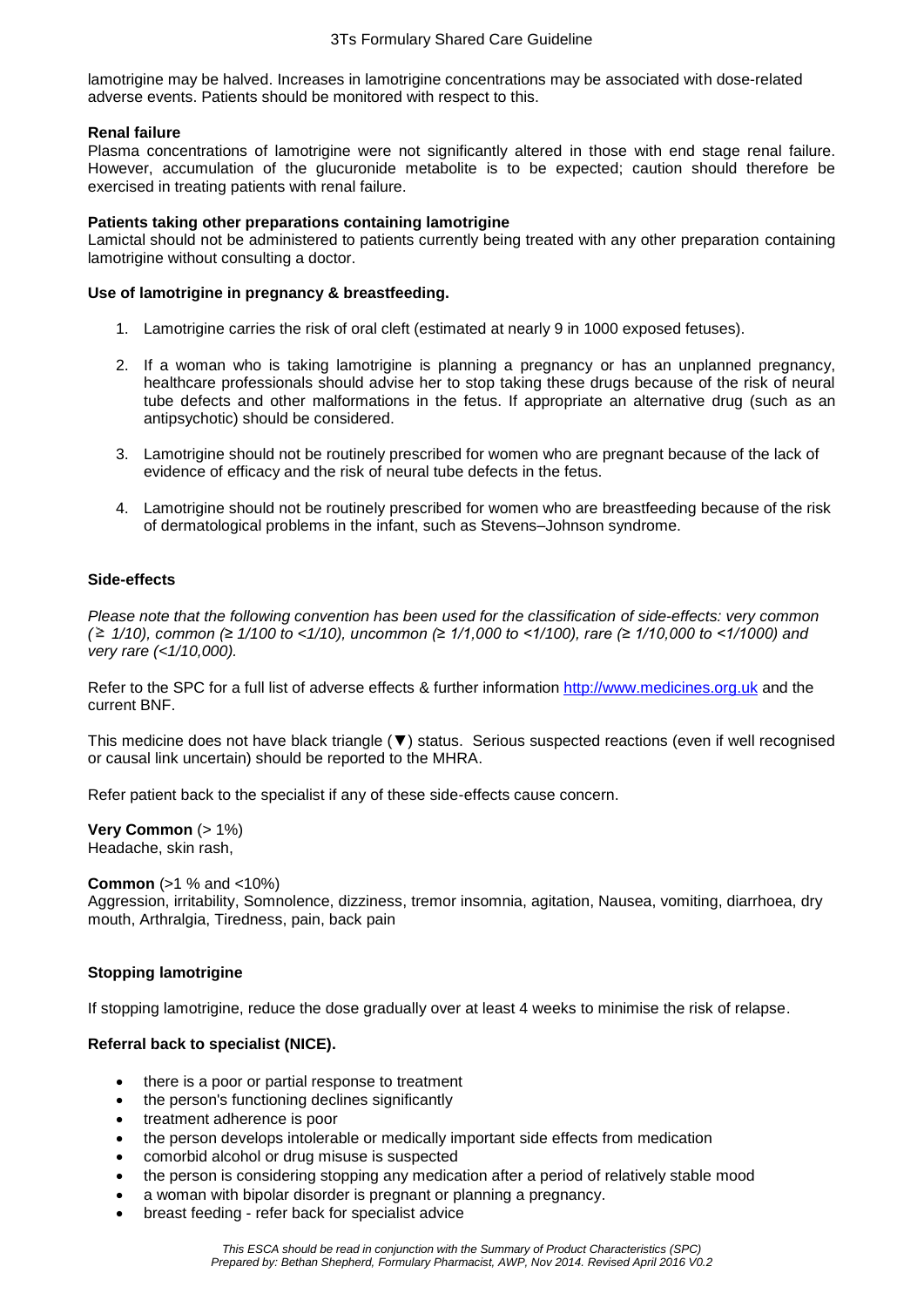lamotrigine may be halved. Increases in lamotrigine concentrations may be associated with dose-related adverse events. Patients should be monitored with respect to this.

**Renal failure**
Plasma concentrations of lamotrigine were not significantly altered in those with end stage renal failure. However, accumulation of the glucuronide metabolite is to be expected; caution should therefore be exercised in treating patients with renal failure.

**Patients taking other preparations containing lamotrigine**
Lamictal should not be administered to patients currently being treated with any other preparation containing lamotrigine without consulting a doctor.

**Use of lamotrigine in pregnancy & breastfeeding.**

1. Lamotrigine carries the risk of oral cleft (estimated at nearly 9 in 1000 exposed fetuses).

2. If a woman who is taking lamotrigine is planning a pregnancy or has an unplanned pregnancy, healthcare professionals should advise her to stop taking these drugs because of the risk of neural tube defects and other malformations in the fetus. If appropriate an alternative drug (such as an antipsychotic) should be considered.

3. Lamotrigine should not be routinely prescribed for women who are pregnant because of the lack of evidence of efficacy and the risk of neural tube defects in the fetus.

4. Lamotrigine should not be routinely prescribed for women who are breastfeeding because of the risk of dermatological problems in the infant, such as Stevens–Johnson syndrome.

**Side-effects**

*Please note that the following convention has been used for the classification of side-effects: very common (≥ 1/10), common (≥ 1/100 to <1/10), uncommon (≥ 1/1,000 to <1/100), rare (≥ 1/10,000 to <1/1000) and very rare (<1/10,000).*

Refer to the SPC for a full list of adverse effects & further information http://www.medicines.org.uk and the current BNF.

This medicine does not have black triangle (▼) status. Serious suspected reactions (even if well recognised or causal link uncertain) should be reported to the MHRA.

Refer patient back to the specialist if any of these side-effects cause concern.

**Very Common** (> 1%)
Headache, skin rash,

**Common** (>1 % and <10%)
Aggression, irritability, Somnolence, dizziness, tremor insomnia, agitation, Nausea, vomiting, diarrhoea, dry mouth, Arthralgia, Tiredness, pain, back pain

**Stopping lamotrigine**

If stopping lamotrigine, reduce the dose gradually over at least 4 weeks to minimise the risk of relapse.

**Referral back to specialist (NICE).**

- there is a poor or partial response to treatment
- the person's functioning declines significantly
- treatment adherence is poor
- the person develops intolerable or medically important side effects from medication
- comorbid alcohol or drug misuse is suspected
- the person is considering stopping any medication after a period of relatively stable mood
- a woman with bipolar disorder is pregnant or planning a pregnancy.
- breast feeding - refer back for specialist advice

*This ESCA should be read in conjunction with the Summary of Product Characteristics (SPC)*
*Prepared by: Bethan Shepherd, Formulary Pharmacist, AWP, Nov 2014. Revised April 2016 V0.2*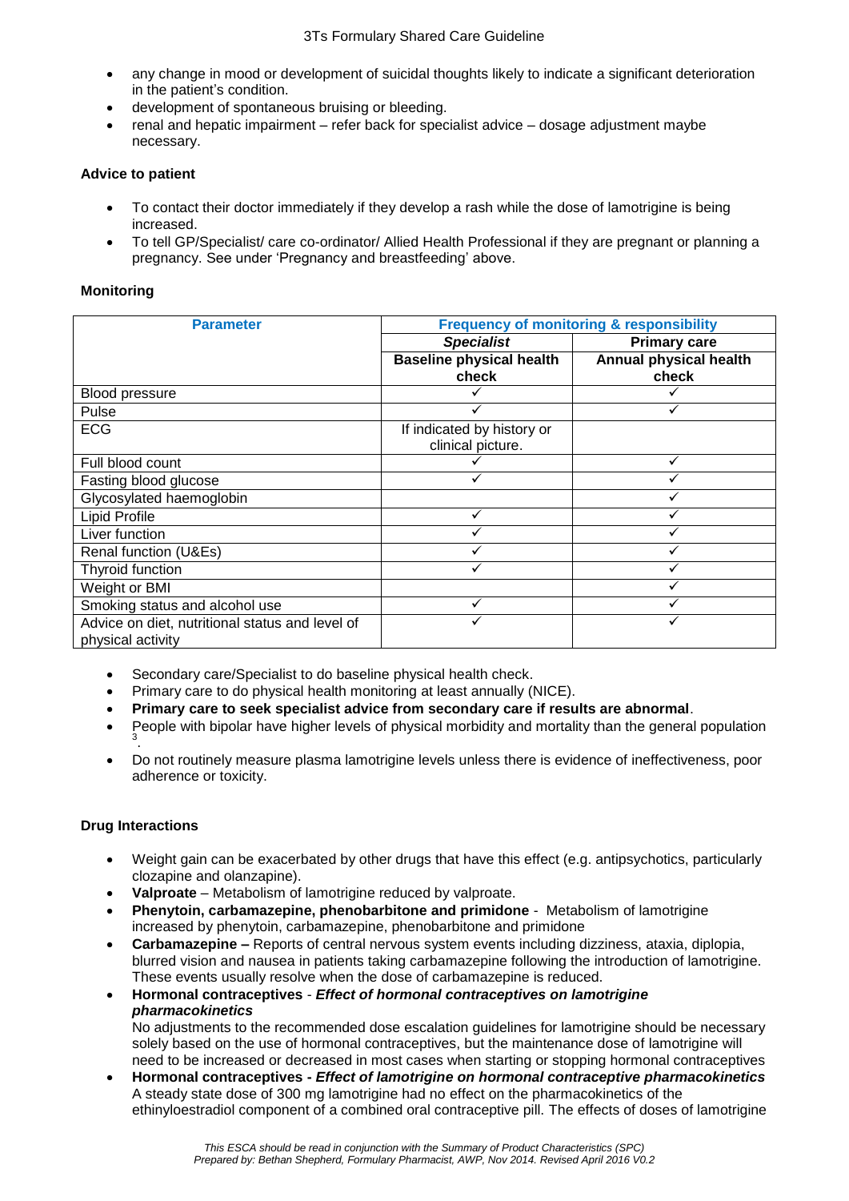- any change in mood or development of suicidal thoughts likely to indicate a significant deterioration in the patient's condition.
- development of spontaneous bruising or bleeding.
- renal and hepatic impairment – refer back for specialist advice – dosage adjustment maybe necessary.

**Advice to patient**

- To contact their doctor immediately if they develop a rash while the dose of lamotrigine is being increased.
- To tell GP/Specialist/ care co-ordinator/ Allied Health Professional if they are pregnant or planning a pregnancy. See under 'Pregnancy and breastfeeding' above.

**Monitoring**

| Parameter | Frequency of monitoring & responsibility | |
|---|---|---|
| | ***Specialist*** | **Primary care** |
| | **Baseline physical health check** | **Annual physical health check** |
| Blood pressure | ✓ | ✓ |
| Pulse | ✓ | ✓ |
| ECG | If indicated by history or clinical picture. | |
| Full blood count | ✓ | ✓ |
| Fasting blood glucose | ✓ | ✓ |
| Glycosylated haemoglobin | | ✓ |
| Lipid Profile | ✓ | ✓ |
| Liver function | ✓ | ✓ |
| Renal function (U&Es) | ✓ | ✓ |
| Thyroid function | ✓ | ✓ |
| Weight or BMI | | ✓ |
| Smoking status and alcohol use | ✓ | ✓ |
| Advice on diet, nutritional status and level of physical activity | ✓ | ✓ |

- Secondary care/Specialist to do baseline physical health check.
- Primary care to do physical health monitoring at least annually (NICE).
- **Primary care to seek specialist advice from secondary care if results are abnormal**.
- People with bipolar have higher levels of physical morbidity and mortality than the general population [3].
- Do not routinely measure plasma lamotrigine levels unless there is evidence of ineffectiveness, poor adherence or toxicity.

**Drug Interactions**

- Weight gain can be exacerbated by other drugs that have this effect (e.g. antipsychotics, particularly clozapine and olanzapine).
- **Valproate** – Metabolism of lamotrigine reduced by valproate.
- **Phenytoin, carbamazepine, phenobarbitone and primidone** - Metabolism of lamotrigine increased by phenytoin, carbamazepine, phenobarbitone and primidone
- **Carbamazepine –** Reports of central nervous system events including dizziness, ataxia, diplopia, blurred vision and nausea in patients taking carbamazepine following the introduction of lamotrigine. These events usually resolve when the dose of carbamazepine is reduced.
- **Hormonal contraceptives** - ***Effect of hormonal contraceptives on lamotrigine pharmacokinetics***
  No adjustments to the recommended dose escalation guidelines for lamotrigine should be necessary solely based on the use of hormonal contraceptives, but the maintenance dose of lamotrigine will need to be increased or decreased in most cases when starting or stopping hormonal contraceptives
- **Hormonal contraceptives - *Effect of lamotrigine on hormonal contraceptive pharmacokinetics***
  A steady state dose of 300 mg lamotrigine had no effect on the pharmacokinetics of the ethinyloestradiol component of a combined oral contraceptive pill. The effects of doses of lamotrigine

*This ESCA should be read in conjunction with the Summary of Product Characteristics (SPC)*
*Prepared by: Bethan Shepherd, Formulary Pharmacist, AWP, Nov 2014. Revised April 2016 V0.2*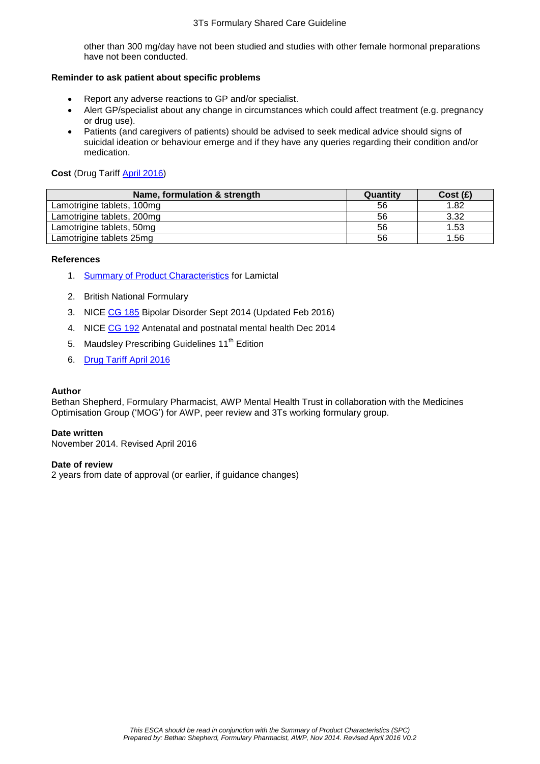other than 300 mg/day have not been studied and studies with other female hormonal preparations have not been conducted.

**Reminder to ask patient about specific problems**

- Report any adverse reactions to GP and/or specialist.
- Alert GP/specialist about any change in circumstances which could affect treatment (e.g. pregnancy or drug use).
- Patients (and caregivers of patients) should be advised to seek medical advice should signs of suicidal ideation or behaviour emerge and if they have any queries regarding their condition and/or medication.

**Cost** (Drug Tariff April 2016)

| Name, formulation & strength | Quantity | Cost (£) |
|---|---|---|
| Lamotrigine tablets, 100mg | 56 | 1.82 |
| Lamotrigine tablets, 200mg | 56 | 3.32 |
| Lamotrigine tablets, 50mg | 56 | 1.53 |
| Lamotrigine tablets 25mg | 56 | 1.56 |

**References**

1. Summary of Product Characteristics for Lamictal
2. British National Formulary
3. NICE CG 185 Bipolar Disorder Sept 2014 (Updated Feb 2016)
4. NICE CG 192 Antenatal and postnatal mental health Dec 2014
5. Maudsley Prescribing Guidelines 11th Edition
6. Drug Tariff April 2016

**Author**
Bethan Shepherd, Formulary Pharmacist, AWP Mental Health Trust in collaboration with the Medicines Optimisation Group ('MOG') for AWP, peer review and 3Ts working formulary group.

**Date written**
November 2014. Revised April 2016

**Date of review**
2 years from date of approval (or earlier, if guidance changes)